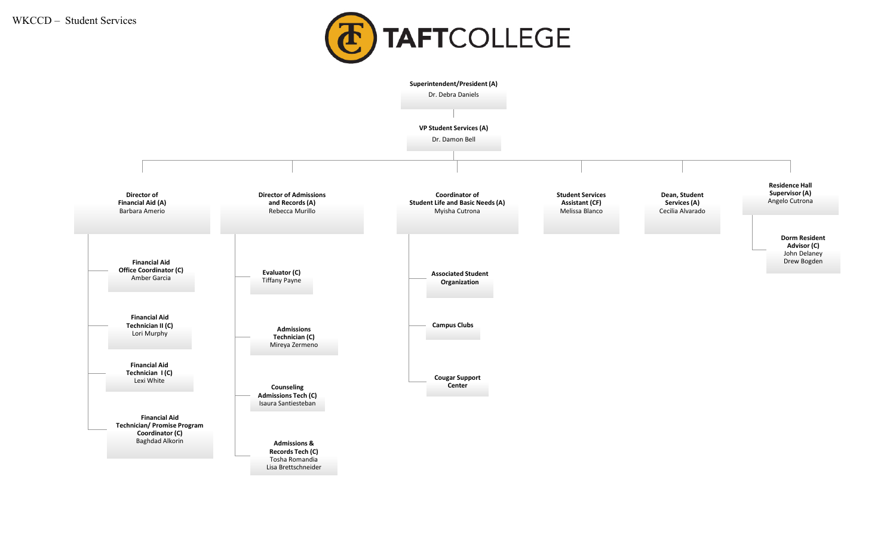WKCCD – Student Services

# TAFTCOLLEGE

- **Superintendent/President (A)** — Dr. Debra Daniels
  - **VP Student Services (A)** — Dr. Damon Bell
    - **Director of Financial Aid (A)** — Barbara Amerio
      - **Financial Aid Office Coordinator (C)** — Amber Garcia
      - **Financial Aid Technician II (C)** — Lori Murphy
      - **Financial Aid Technician I (C)** — Lexi White
      - **Financial Aid Technician/ Promise Program Coordinator (C)** — Baghdad Alkorin
    - **Director of Admissions and Records (A)** — Rebecca Murillo
      - **Evaluator (C)** — Tiffany Payne
      - **Admissions Technician (C)** — Mireya Zermeno
      - **Counseling Admissions Tech (C)** — Isaura Santiesteban
      - **Admissions & Records Tech (C)** — Tosha Romandia, Lisa Brettschneider
    - **Coordinator of Student Life and Basic Needs (A)** — Myisha Cutrona
      - **Associated Student Organization**
      - **Campus Clubs**
      - **Cougar Support Center**
    - **Student Services Assistant (CF)** — Melissa Blanco
    - **Dean, Student Services (A)** — Cecilia Alvarado
    - **Residence Hall Supervisor (A)** — Angelo Cutrona
      - **Dorm Resident Advisor (C)** — John Delaney, Drew Bogden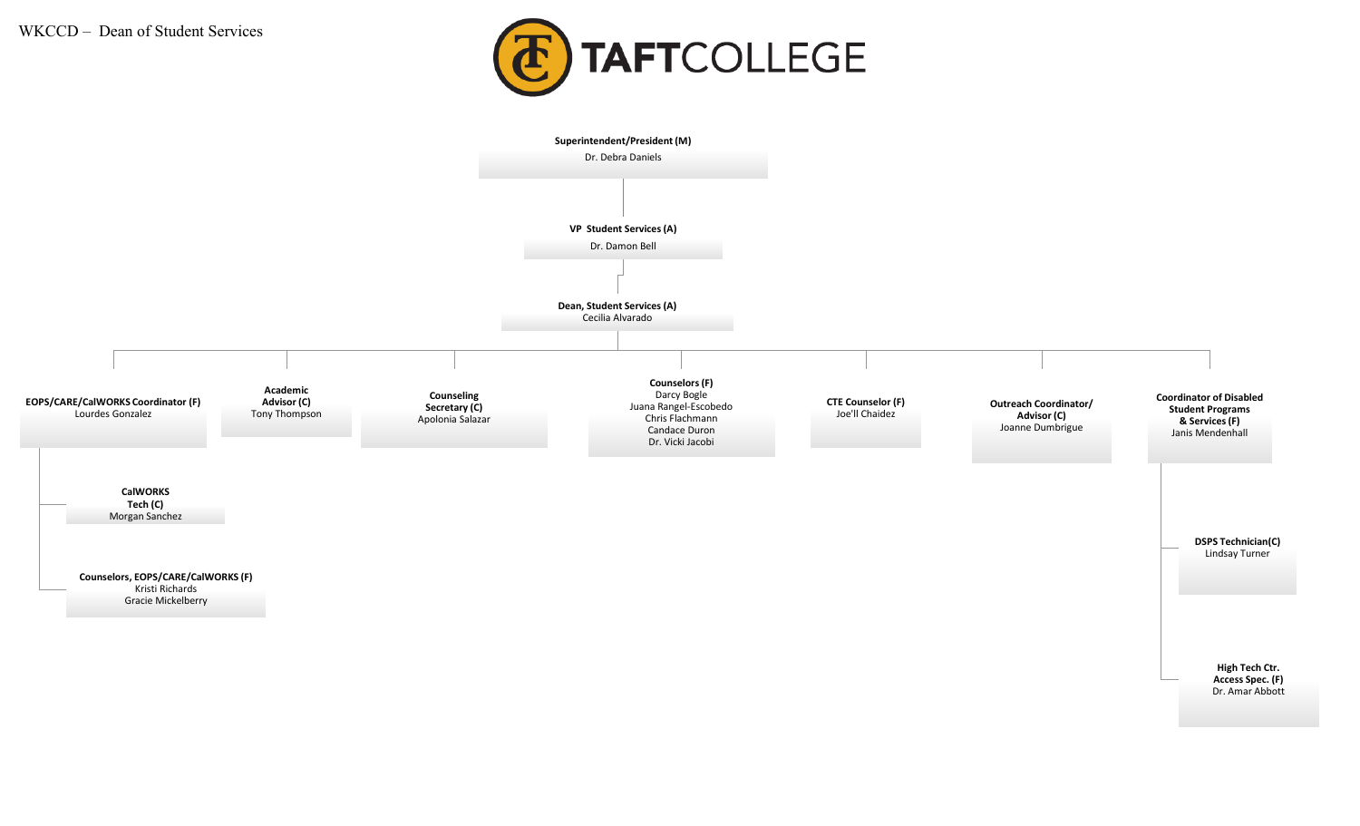WKCCD – Dean of Student Services

TAFTCOLLEGE

**Superintendent/President (M)**
Dr. Debra Daniels

**VP Student Services (A)**
Dr. Damon Bell

**Dean, Student Services (A)**
Cecilia Alvarado

- **EOPS/CARE/CalWORKS Coordinator (F)**
  Lourdes Gonzalez
  - **CalWORKS Tech (C)**
    Morgan Sanchez
  - **Counselors, EOPS/CARE/CalWORKS (F)**
    Kristi Richards
    Gracie Mickelberry
- **Academic Advisor (C)**
  Tony Thompson
- **Counseling Secretary (C)**
  Apolonia Salazar
- **Counselors (F)**
  Darcy Bogle
  Juana Rangel-Escobedo
  Chris Flachmann
  Candace Duron
  Dr. Vicki Jacobi
- **CTE Counselor (F)**
  Joe'll Chaidez
- **Outreach Coordinator/ Advisor (C)**
  Joanne Dumbrigue
- **Coordinator of Disabled Student Programs & Services (F)**
  Janis Mendenhall
  - **DSPS Technician(C)**
    Lindsay Turner
  - **High Tech Ctr. Access Spec. (F)**
    Dr. Amar Abbott